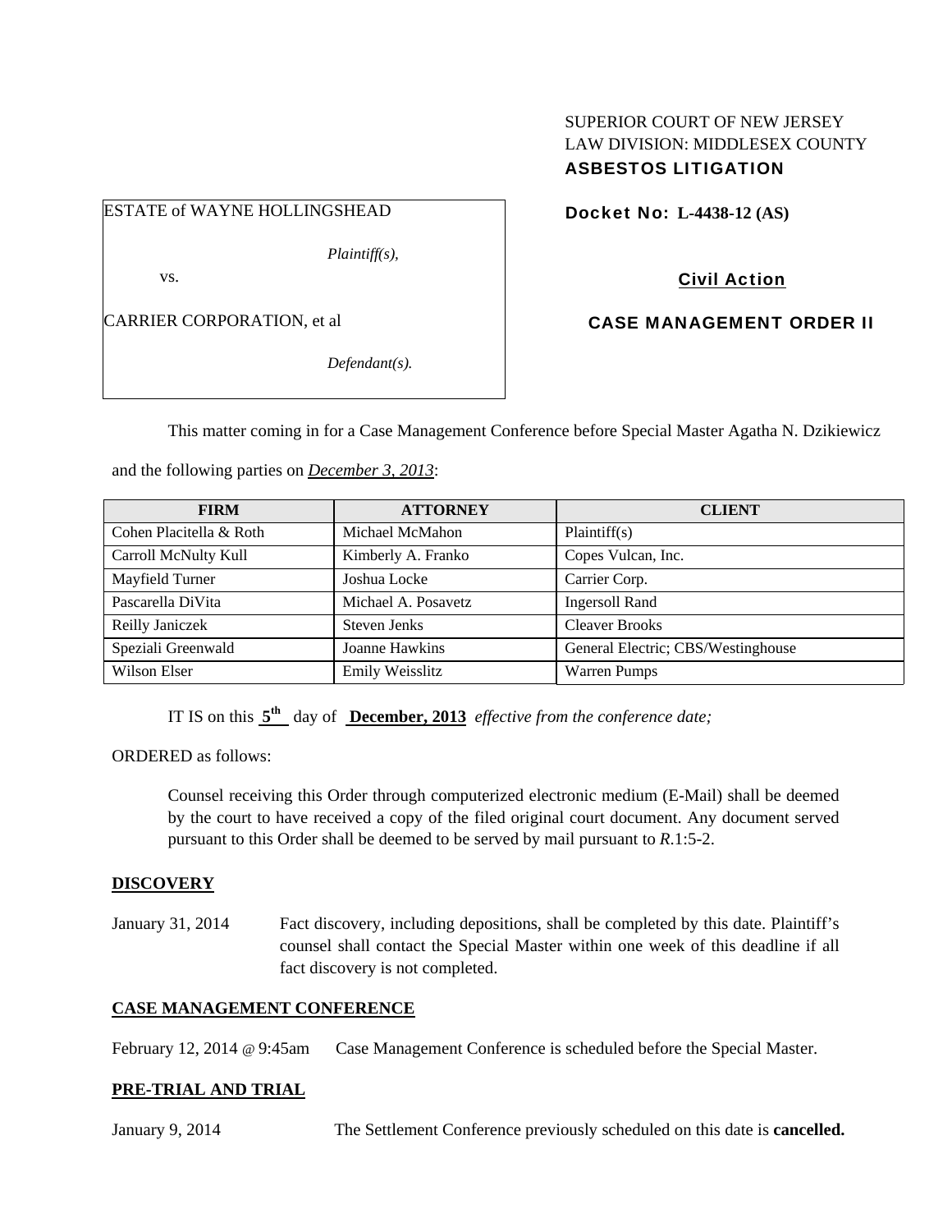SUPERIOR COURT OF NEW JERSEY
LAW DIVISION: MIDDLESEX COUNTY
**ASBESTOS LITIGATION**

ESTATE of WAYNE HOLLINGSHEAD

*Plaintiff(s),*

vs.

CARRIER CORPORATION, et al

*Defendant(s).*

**Docket No: L-4438-12 (AS)**

**Civil Action**

**CASE MANAGEMENT ORDER II**

This matter coming in for a Case Management Conference before Special Master Agatha N. Dzikiewicz and the following parties on *December 3, 2013*:

| FIRM | ATTORNEY | CLIENT |
|---|---|---|
| Cohen Placitella & Roth | Michael McMahon | Plaintiff(s) |
| Carroll McNulty Kull | Kimberly A. Franko | Copes Vulcan, Inc. |
| Mayfield Turner | Joshua Locke | Carrier Corp. |
| Pascarella DiVita | Michael A. Posavetz | Ingersoll Rand |
| Reilly Janiczek | Steven Jenks | Cleaver Brooks |
| Speziali Greenwald | Joanne Hawkins | General Electric; CBS/Westinghouse |
| Wilson Elser | Emily Weisslitz | Warren Pumps |

IT IS on this **5th** day of **December, 2013** *effective from the conference date;*

ORDERED as follows:

Counsel receiving this Order through computerized electronic medium (E-Mail) shall be deemed by the court to have received a copy of the filed original court document. Any document served pursuant to this Order shall be deemed to be served by mail pursuant to *R*.1:5-2.

**DISCOVERY**

January 31, 2014 — Fact discovery, including depositions, shall be completed by this date. Plaintiff's counsel shall contact the Special Master within one week of this deadline if all fact discovery is not completed.

**CASE MANAGEMENT CONFERENCE**

February 12, 2014 @ 9:45am — Case Management Conference is scheduled before the Special Master.

**PRE-TRIAL AND TRIAL**

January 9, 2014 — The Settlement Conference previously scheduled on this date is **cancelled.**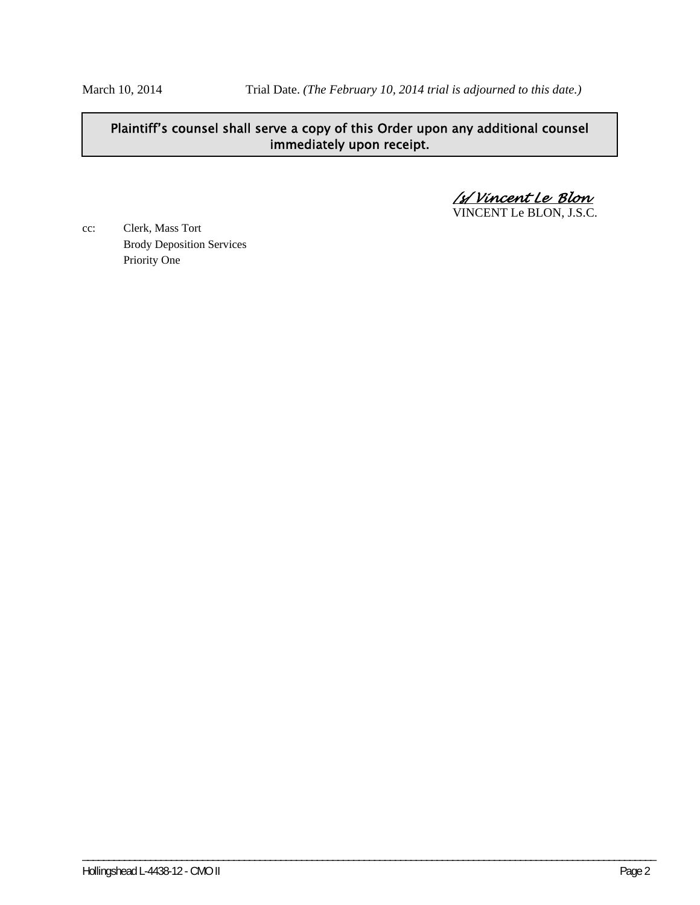| | |
|---|---|
| March 10, 2014 | Trial Date. *(The February 10, 2014 trial is adjourned to this date.)* |

**Plaintiff's counsel shall serve a copy of this Order upon any additional counsel immediately upon receipt.**

*/s/ Vincent Le Blon*
VINCENT Le BLON, J.S.C.

cc: Clerk, Mass Tort
Brody Deposition Services
Priority One